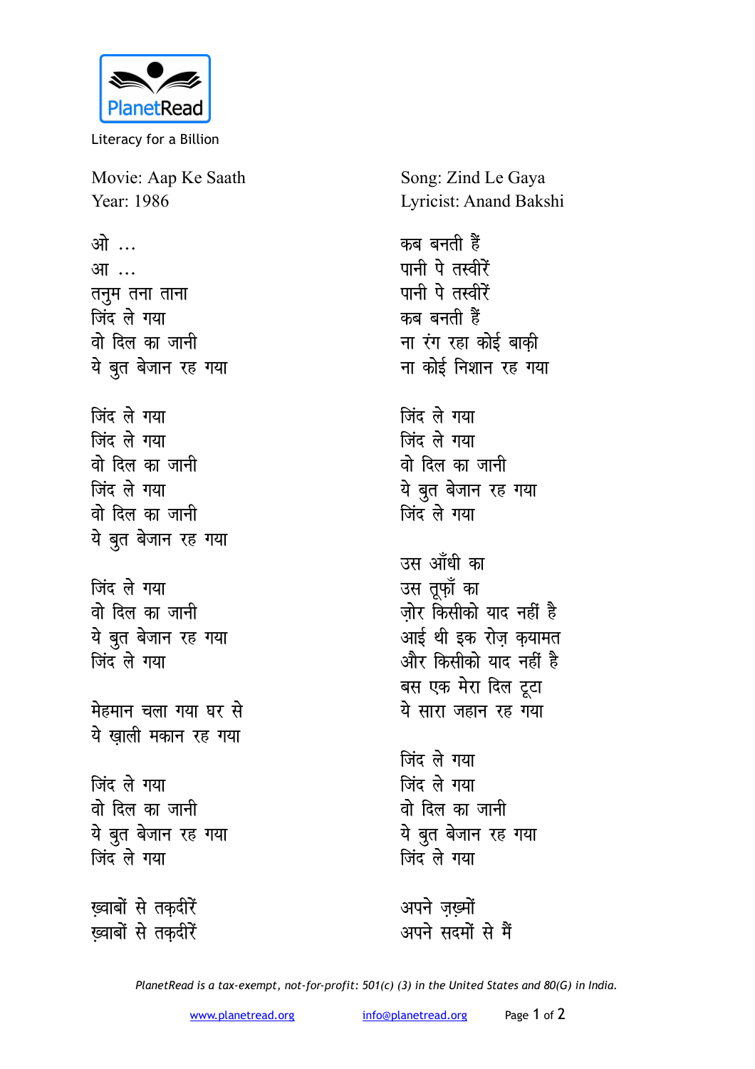PlanetRead

Literacy for a Billion

Movie: Aap Ke Saath
Year: 1986

Song: Zind Le Gaya
Lyricist: Anand Bakshi

ओ ...
आ ...
तनुम तना ताना
जिंद ले गया
वो दिल का जानी
ये बुत बेजान रह गया

जिंद ले गया
जिंद ले गया
वो दिल का जानी
जिंद ले गया
वो दिल का जानी
ये बुत बेजान रह गया

जिंद ले गया
वो दिल का जानी
ये बुत बेजान रह गया
जिंद ले गया

मेहमान चला गया घर से
ये ख़ाली मकान रह गया

जिंद ले गया
वो दिल का जानी
ये बुत बेजान रह गया
जिंद ले गया

ख़्वाबों से तक़दीरें
ख़्वाबों से तक़दीरें
कब बनती हैं
पानी पे तस्वीरें
पानी पे तस्वीरें
कब बनती हैं
ना रंग रहा कोई बाक़ी
ना कोई निशान रह गया

जिंद ले गया
जिंद ले गया
वो दिल का जानी
ये बुत बेजान रह गया
जिंद ले गया

उस आँधी का
उस तूफ़ाँ का
ज़ोर किसीको याद नहीं है
आई थी इक रोज़ क़यामत
और किसीको याद नहीं है
बस एक मेरा दिल टूटा
ये सारा जहान रह गया

जिंद ले गया
जिंद ले गया
वो दिल का जानी
ये बुत बेजान रह गया
जिंद ले गया

अपने ज़ख़्मों
अपने सदमों से मैं

*PlanetRead is a tax-exempt, not-for-profit: 501(c) (3) in the United States and 80(G) in India.*

www.planetread.org info@planetread.org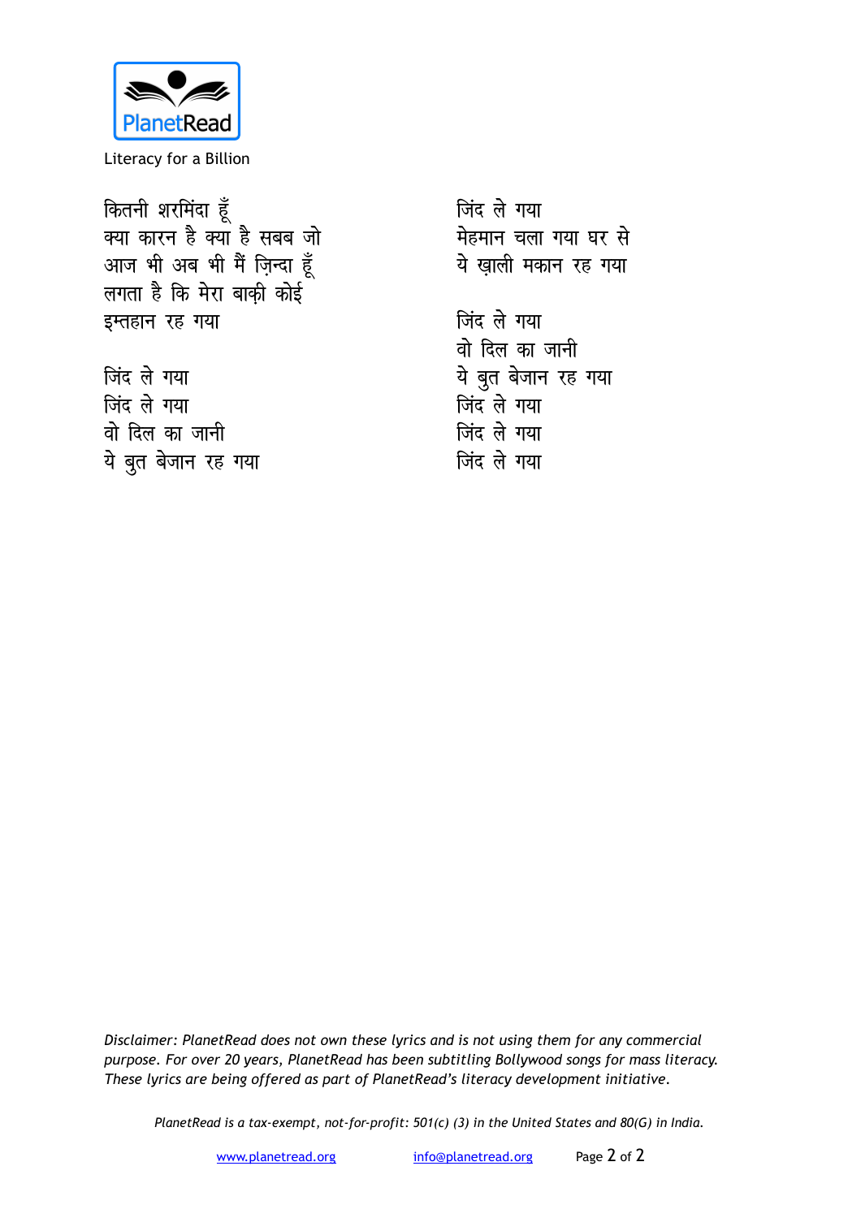Literacy for a Billion

कितनी शरमिंदा हूँ
क्या कारन है क्या है सबब जो
आज भी अब भी मैं ज़िन्दा हूँ
लगता है कि मेरा बाक़ी कोई
इम्तहान रह गया

जिंद ले गया
जिंद ले गया
वो दिल का जानी
ये बुत बेजान रह गया

जिंद ले गया
मेहमान चला गया घर से
ये ख़ाली मकान रह गया

जिंद ले गया
वो दिल का जानी
ये बुत बेजान रह गया
जिंद ले गया
जिंद ले गया
जिंद ले गया

*Disclaimer: PlanetRead does not own these lyrics and is not using them for any commercial purpose. For over 20 years, PlanetRead has been subtitling Bollywood songs for mass literacy. These lyrics are being offered as part of PlanetRead's literacy development initiative.*

*PlanetRead is a tax-exempt, not-for-profit: 501(c) (3) in the United States and 80(G) in India.*

www.planetread.org info@planetread.org